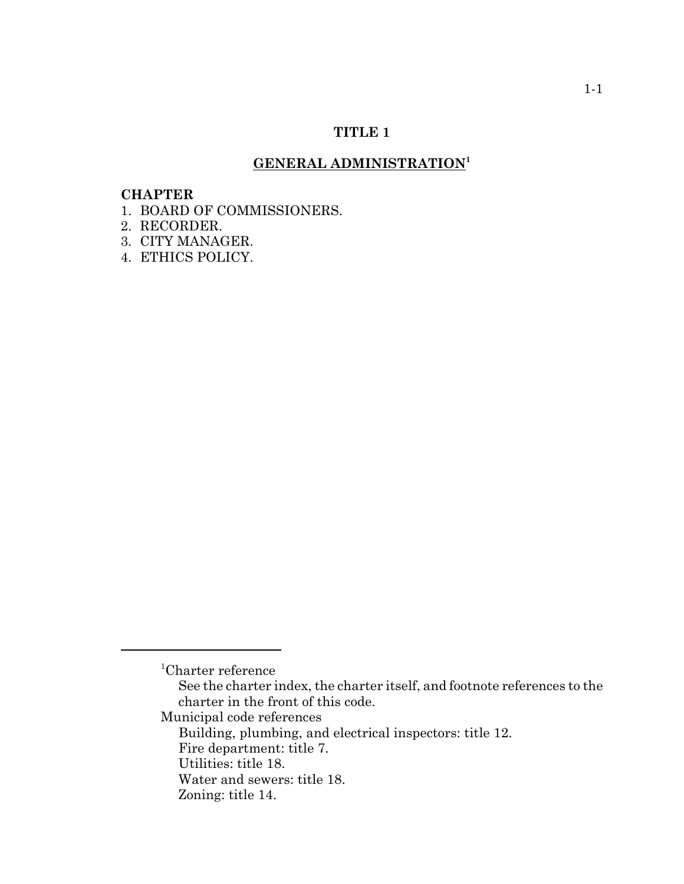# TITLE 1

## GENERAL ADMINISTRATION[1]

**CHAPTER**

1. BOARD OF COMMISSIONERS.
2. RECORDER.
3. CITY MANAGER.
4. ETHICS POLICY.

---

[1]Charter reference

See the charter index, the charter itself, and footnote references to the charter in the front of this code.

Municipal code references

Building, plumbing, and electrical inspectors: title 12.
Fire department: title 7.
Utilities: title 18.
Water and sewers: title 18.
Zoning: title 14.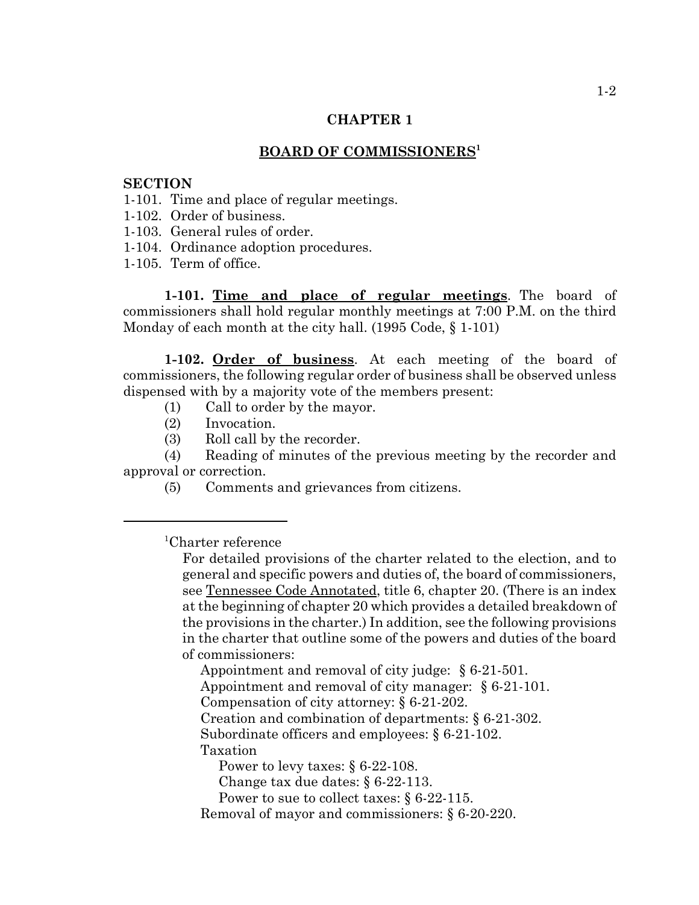# CHAPTER 1

## BOARD OF COMMISSIONERS[1]

**SECTION**

1-101. Time and place of regular meetings.
1-102. Order of business.
1-103. General rules of order.
1-104. Ordinance adoption procedures.
1-105. Term of office.

**1-101. Time and place of regular meetings**. The board of commissioners shall hold regular monthly meetings at 7:00 P.M. on the third Monday of each month at the city hall. (1995 Code, § 1-101)

**1-102. Order of business**. At each meeting of the board of commissioners, the following regular order of business shall be observed unless dispensed with by a majority vote of the members present:

(1) Call to order by the mayor.

(2) Invocation.

(3) Roll call by the recorder.

(4) Reading of minutes of the previous meeting by the recorder and approval or correction.

(5) Comments and grievances from citizens.

---

[1]Charter reference

For detailed provisions of the charter related to the election, and to general and specific powers and duties of, the board of commissioners, see Tennessee Code Annotated, title 6, chapter 20. (There is an index at the beginning of chapter 20 which provides a detailed breakdown of the provisions in the charter.) In addition, see the following provisions in the charter that outline some of the powers and duties of the board of commissioners:

Appointment and removal of city judge: § 6-21-501.
Appointment and removal of city manager: § 6-21-101.
Compensation of city attorney: § 6-21-202.
Creation and combination of departments: § 6-21-302.
Subordinate officers and employees: § 6-21-102.
Taxation
  Power to levy taxes: § 6-22-108.
  Change tax due dates: § 6-22-113.
  Power to sue to collect taxes: § 6-22-115.
Removal of mayor and commissioners: § 6-20-220.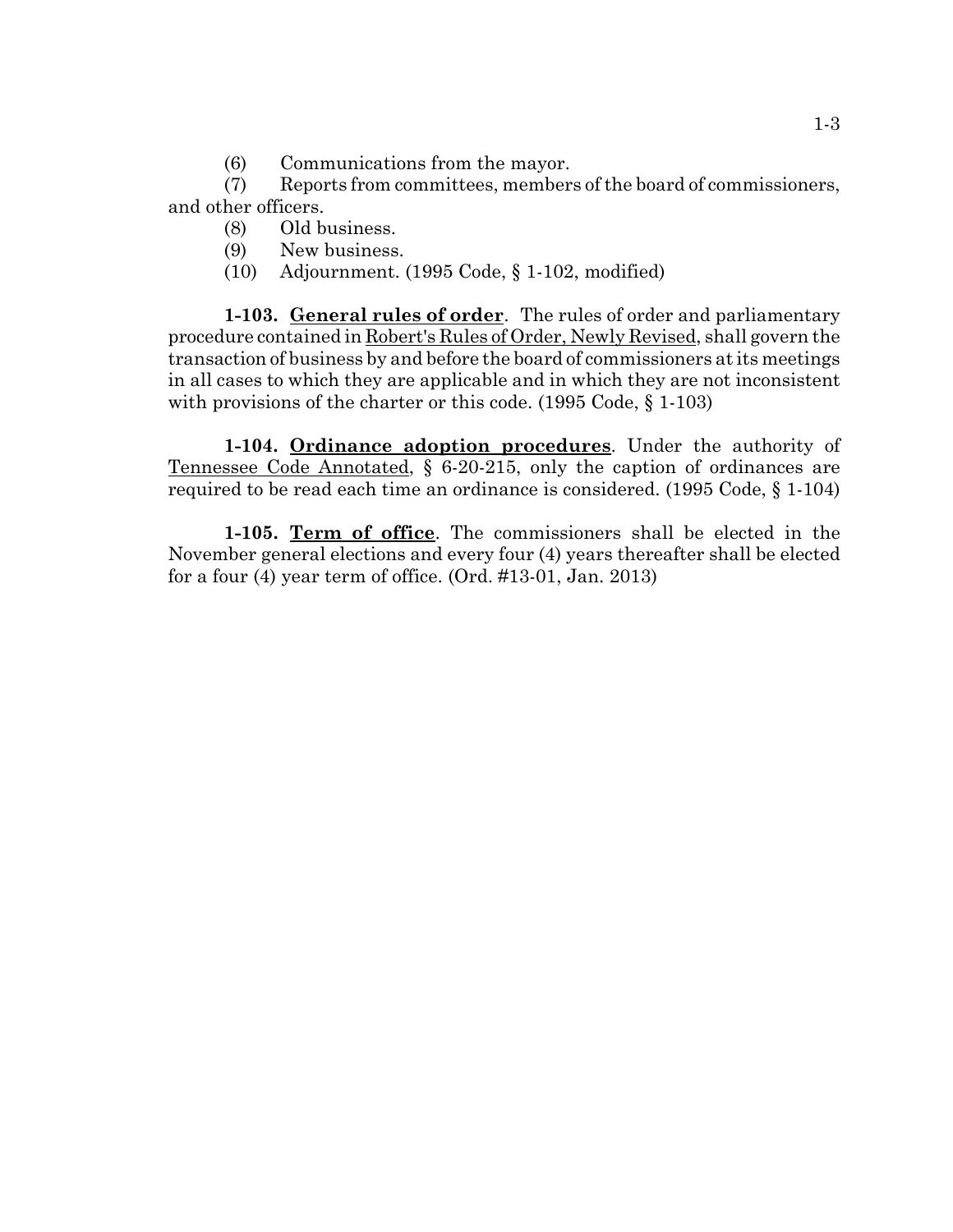(6) Communications from the mayor.

(7) Reports from committees, members of the board of commissioners, and other officers.

(8) Old business.

(9) New business.

(10) Adjournment. (1995 Code, § 1-102, modified)

**1-103. General rules of order**. The rules of order and parliamentary procedure contained in Robert's Rules of Order, Newly Revised, shall govern the transaction of business by and before the board of commissioners at its meetings in all cases to which they are applicable and in which they are not inconsistent with provisions of the charter or this code. (1995 Code, § 1-103)

**1-104. Ordinance adoption procedures**. Under the authority of Tennessee Code Annotated, § 6-20-215, only the caption of ordinances are required to be read each time an ordinance is considered. (1995 Code, § 1-104)

**1-105. Term of office**. The commissioners shall be elected in the November general elections and every four (4) years thereafter shall be elected for a four (4) year term of office. (Ord. #13-01, Jan. 2013)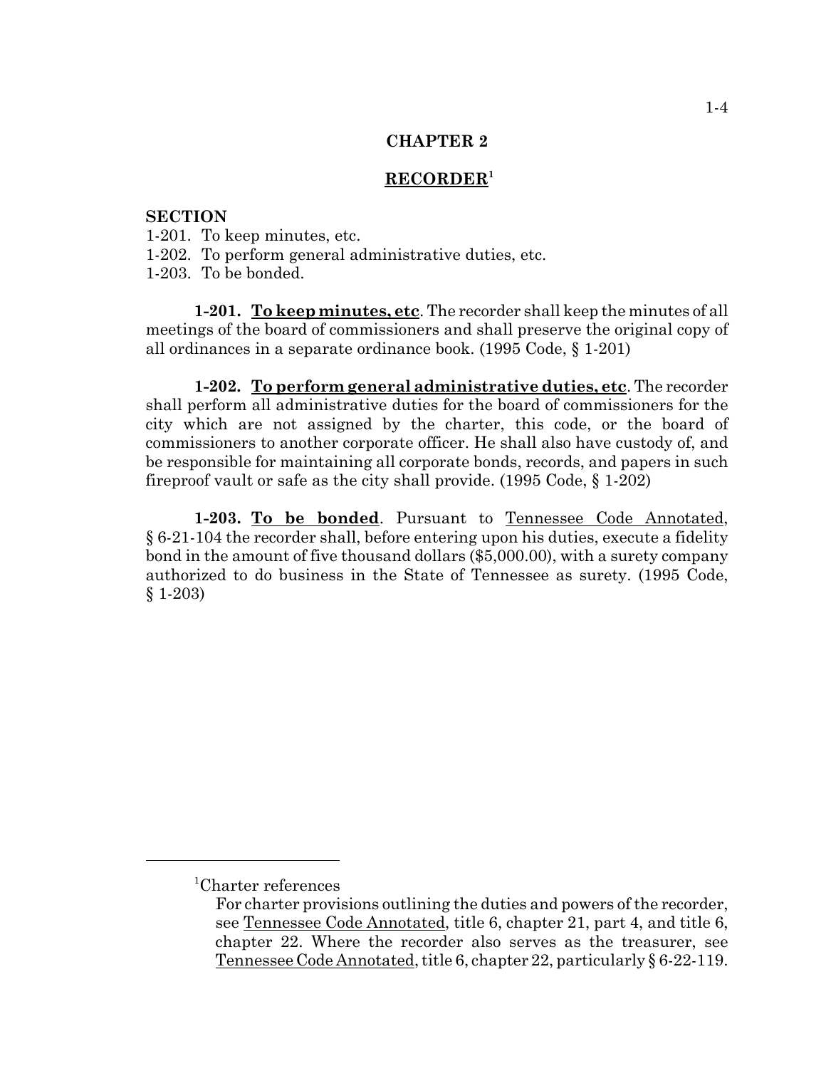# CHAPTER 2

## RECORDER[1]

**SECTION**

1-201. To keep minutes, etc.
1-202. To perform general administrative duties, etc.
1-203. To be bonded.

**1-201. To keep minutes, etc**. The recorder shall keep the minutes of all meetings of the board of commissioners and shall preserve the original copy of all ordinances in a separate ordinance book. (1995 Code, § 1-201)

**1-202. To perform general administrative duties, etc**. The recorder shall perform all administrative duties for the board of commissioners for the city which are not assigned by the charter, this code, or the board of commissioners to another corporate officer. He shall also have custody of, and be responsible for maintaining all corporate bonds, records, and papers in such fireproof vault or safe as the city shall provide. (1995 Code, § 1-202)

**1-203. To be bonded**. Pursuant to Tennessee Code Annotated, § 6-21-104 the recorder shall, before entering upon his duties, execute a fidelity bond in the amount of five thousand dollars ($5,000.00), with a surety company authorized to do business in the State of Tennessee as surety. (1995 Code, § 1-203)

---

[1]Charter references

For charter provisions outlining the duties and powers of the recorder, see Tennessee Code Annotated, title 6, chapter 21, part 4, and title 6, chapter 22. Where the recorder also serves as the treasurer, see Tennessee Code Annotated, title 6, chapter 22, particularly § 6-22-119.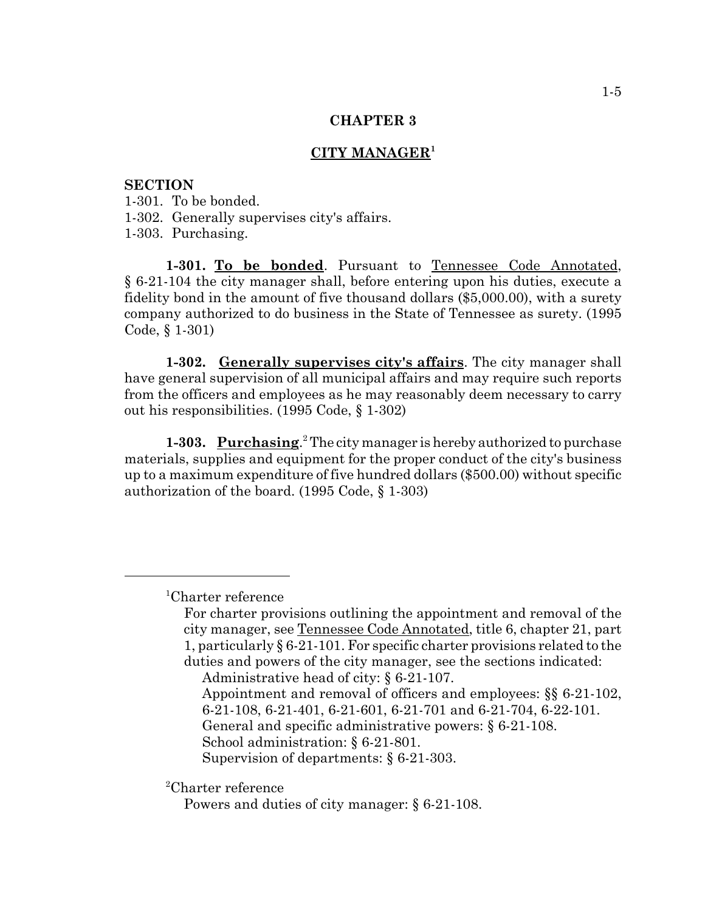## CHAPTER 3

## CITY MANAGER[1]

**SECTION**

1-301. To be bonded.
1-302. Generally supervises city's affairs.
1-303. Purchasing.

**1-301. To be bonded**. Pursuant to Tennessee Code Annotated, § 6-21-104 the city manager shall, before entering upon his duties, execute a fidelity bond in the amount of five thousand dollars ($5,000.00), with a surety company authorized to do business in the State of Tennessee as surety. (1995 Code, § 1-301)

**1-302. Generally supervises city's affairs**. The city manager shall have general supervision of all municipal affairs and may require such reports from the officers and employees as he may reasonably deem necessary to carry out his responsibilities. (1995 Code, § 1-302)

**1-303. Purchasing**.[2] The city manager is hereby authorized to purchase materials, supplies and equipment for the proper conduct of the city's business up to a maximum expenditure of five hundred dollars ($500.00) without specific authorization of the board. (1995 Code, § 1-303)

---

[1]Charter reference

For charter provisions outlining the appointment and removal of the city manager, see Tennessee Code Annotated, title 6, chapter 21, part 1, particularly § 6-21-101. For specific charter provisions related to the duties and powers of the city manager, see the sections indicated:

Administrative head of city: § 6-21-107.
Appointment and removal of officers and employees: §§ 6-21-102, 6-21-108, 6-21-401, 6-21-601, 6-21-701 and 6-21-704, 6-22-101.
General and specific administrative powers: § 6-21-108.
School administration: § 6-21-801.
Supervision of departments: § 6-21-303.

[2]Charter reference

Powers and duties of city manager: § 6-21-108.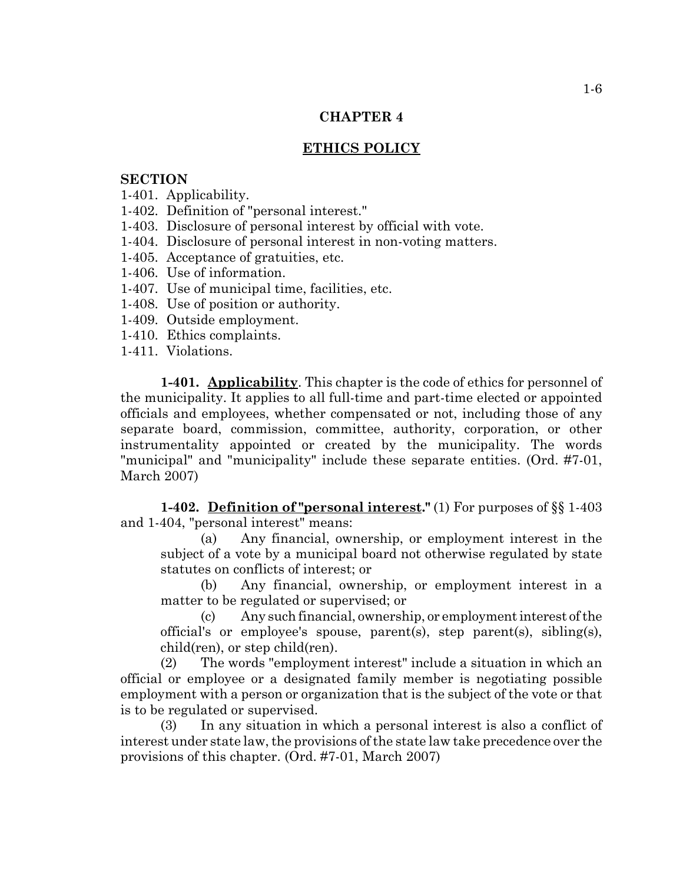# CHAPTER 4

## ETHICS POLICY

**SECTION**

1-401. Applicability.
1-402. Definition of "personal interest."
1-403. Disclosure of personal interest by official with vote.
1-404. Disclosure of personal interest in non-voting matters.
1-405. Acceptance of gratuities, etc.
1-406. Use of information.
1-407. Use of municipal time, facilities, etc.
1-408. Use of position or authority.
1-409. Outside employment.
1-410. Ethics complaints.
1-411. Violations.

**1-401. Applicability**. This chapter is the code of ethics for personnel of the municipality. It applies to all full-time and part-time elected or appointed officials and employees, whether compensated or not, including those of any separate board, commission, committee, authority, corporation, or other instrumentality appointed or created by the municipality. The words "municipal" and "municipality" include these separate entities. (Ord. #7-01, March 2007)

**1-402. Definition of "personal interest."** (1) For purposes of §§ 1-403 and 1-404, "personal interest" means:

(a) Any financial, ownership, or employment interest in the subject of a vote by a municipal board not otherwise regulated by state statutes on conflicts of interest; or

(b) Any financial, ownership, or employment interest in a matter to be regulated or supervised; or

(c) Any such financial, ownership, or employment interest of the official's or employee's spouse, parent(s), step parent(s), sibling(s), child(ren), or step child(ren).

(2) The words "employment interest" include a situation in which an official or employee or a designated family member is negotiating possible employment with a person or organization that is the subject of the vote or that is to be regulated or supervised.

(3) In any situation in which a personal interest is also a conflict of interest under state law, the provisions of the state law take precedence over the provisions of this chapter. (Ord. #7-01, March 2007)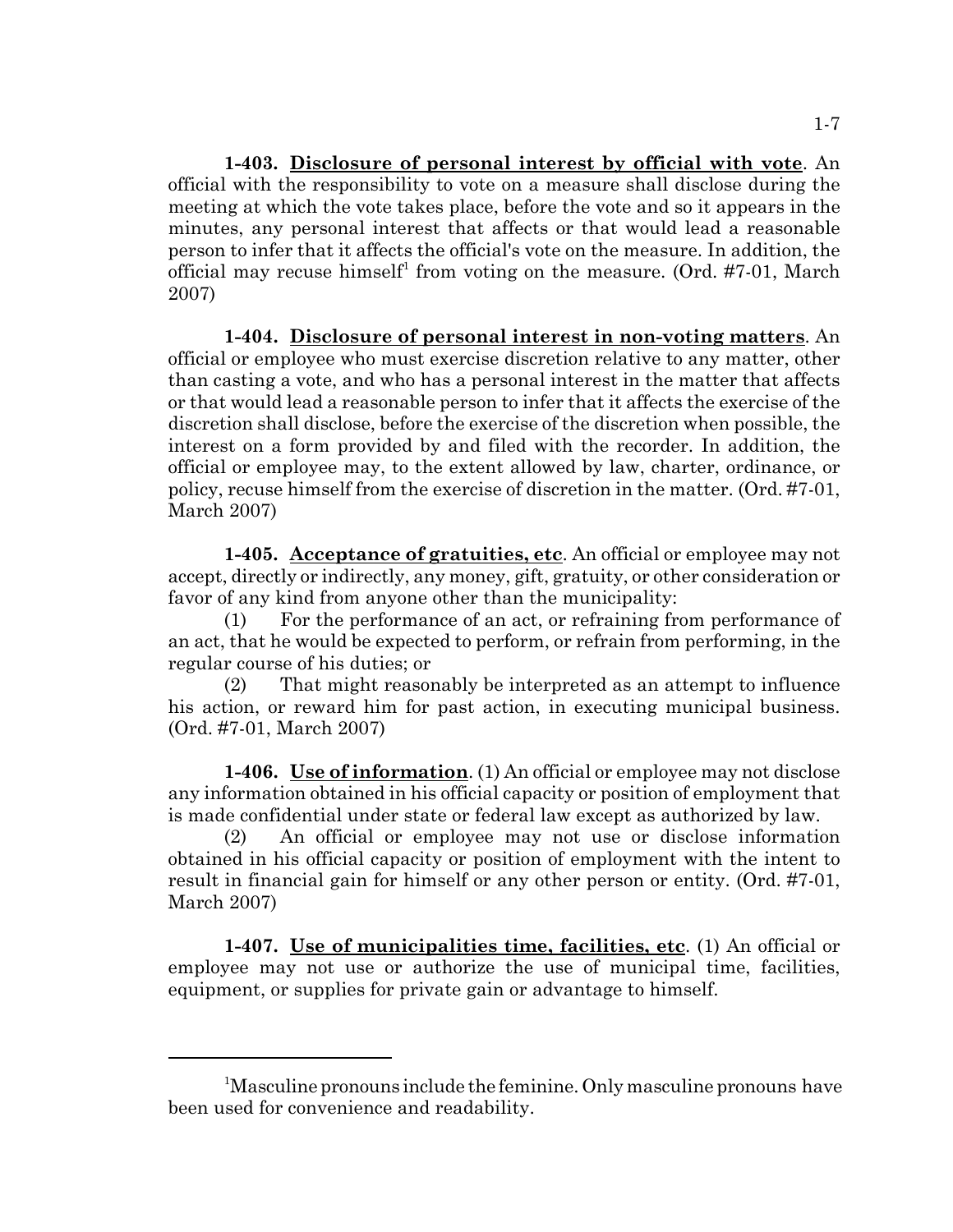**1-403. Disclosure of personal interest by official with vote**. An official with the responsibility to vote on a measure shall disclose during the meeting at which the vote takes place, before the vote and so it appears in the minutes, any personal interest that affects or that would lead a reasonable person to infer that it affects the official's vote on the measure. In addition, the official may recuse himself[1] from voting on the measure. (Ord. #7-01, March 2007)

**1-404. Disclosure of personal interest in non-voting matters**. An official or employee who must exercise discretion relative to any matter, other than casting a vote, and who has a personal interest in the matter that affects or that would lead a reasonable person to infer that it affects the exercise of the discretion shall disclose, before the exercise of the discretion when possible, the interest on a form provided by and filed with the recorder. In addition, the official or employee may, to the extent allowed by law, charter, ordinance, or policy, recuse himself from the exercise of discretion in the matter. (Ord. #7-01, March 2007)

**1-405. Acceptance of gratuities, etc**. An official or employee may not accept, directly or indirectly, any money, gift, gratuity, or other consideration or favor of any kind from anyone other than the municipality:

(1) For the performance of an act, or refraining from performance of an act, that he would be expected to perform, or refrain from performing, in the regular course of his duties; or

(2) That might reasonably be interpreted as an attempt to influence his action, or reward him for past action, in executing municipal business. (Ord. #7-01, March 2007)

**1-406. Use of information**. (1) An official or employee may not disclose any information obtained in his official capacity or position of employment that is made confidential under state or federal law except as authorized by law.

(2) An official or employee may not use or disclose information obtained in his official capacity or position of employment with the intent to result in financial gain for himself or any other person or entity. (Ord. #7-01, March 2007)

**1-407. Use of municipalities time, facilities, etc**. (1) An official or employee may not use or authorize the use of municipal time, facilities, equipment, or supplies for private gain or advantage to himself.

---

[1]Masculine pronouns include the feminine. Only masculine pronouns have been used for convenience and readability.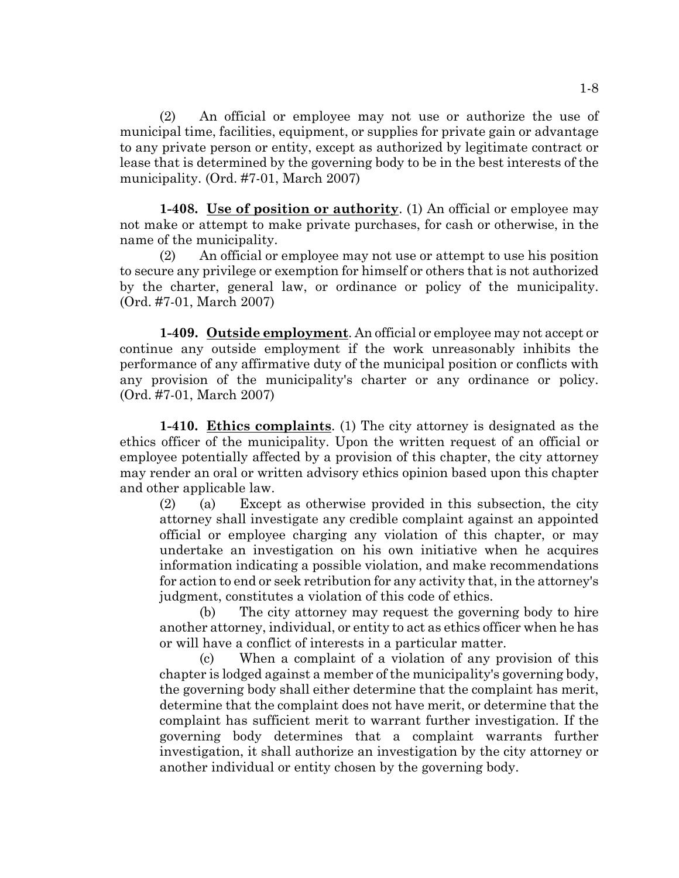(2) An official or employee may not use or authorize the use of municipal time, facilities, equipment, or supplies for private gain or advantage to any private person or entity, except as authorized by legitimate contract or lease that is determined by the governing body to be in the best interests of the municipality. (Ord. #7-01, March 2007)

**1-408. Use of position or authority**. (1) An official or employee may not make or attempt to make private purchases, for cash or otherwise, in the name of the municipality.

(2) An official or employee may not use or attempt to use his position to secure any privilege or exemption for himself or others that is not authorized by the charter, general law, or ordinance or policy of the municipality. (Ord. #7-01, March 2007)

**1-409. Outside employment**. An official or employee may not accept or continue any outside employment if the work unreasonably inhibits the performance of any affirmative duty of the municipal position or conflicts with any provision of the municipality's charter or any ordinance or policy. (Ord. #7-01, March 2007)

**1-410. Ethics complaints**. (1) The city attorney is designated as the ethics officer of the municipality. Upon the written request of an official or employee potentially affected by a provision of this chapter, the city attorney may render an oral or written advisory ethics opinion based upon this chapter and other applicable law.

(2) (a) Except as otherwise provided in this subsection, the city attorney shall investigate any credible complaint against an appointed official or employee charging any violation of this chapter, or may undertake an investigation on his own initiative when he acquires information indicating a possible violation, and make recommendations for action to end or seek retribution for any activity that, in the attorney's judgment, constitutes a violation of this code of ethics.

(b) The city attorney may request the governing body to hire another attorney, individual, or entity to act as ethics officer when he has or will have a conflict of interests in a particular matter.

(c) When a complaint of a violation of any provision of this chapter is lodged against a member of the municipality's governing body, the governing body shall either determine that the complaint has merit, determine that the complaint does not have merit, or determine that the complaint has sufficient merit to warrant further investigation. If the governing body determines that a complaint warrants further investigation, it shall authorize an investigation by the city attorney or another individual or entity chosen by the governing body.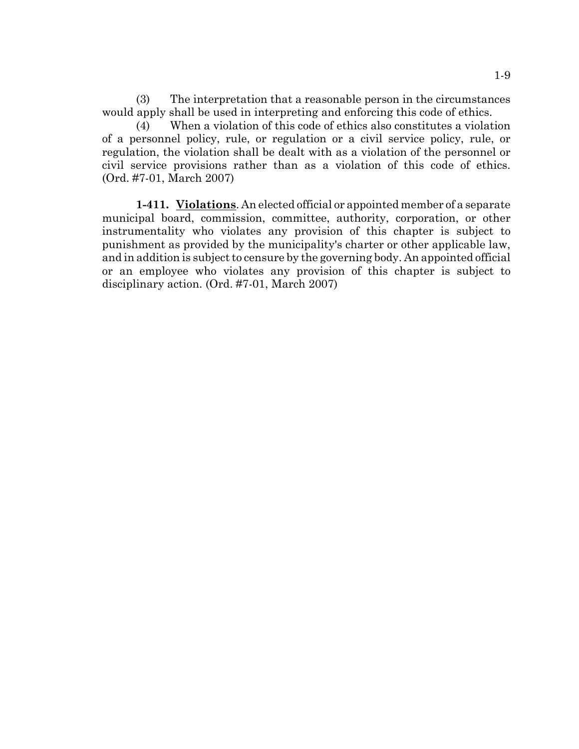(3) The interpretation that a reasonable person in the circumstances would apply shall be used in interpreting and enforcing this code of ethics.

(4) When a violation of this code of ethics also constitutes a violation of a personnel policy, rule, or regulation or a civil service policy, rule, or regulation, the violation shall be dealt with as a violation of the personnel or civil service provisions rather than as a violation of this code of ethics. (Ord. #7-01, March 2007)

**1-411. Violations**. An elected official or appointed member of a separate municipal board, commission, committee, authority, corporation, or other instrumentality who violates any provision of this chapter is subject to punishment as provided by the municipality's charter or other applicable law, and in addition is subject to censure by the governing body. An appointed official or an employee who violates any provision of this chapter is subject to disciplinary action. (Ord. #7-01, March 2007)